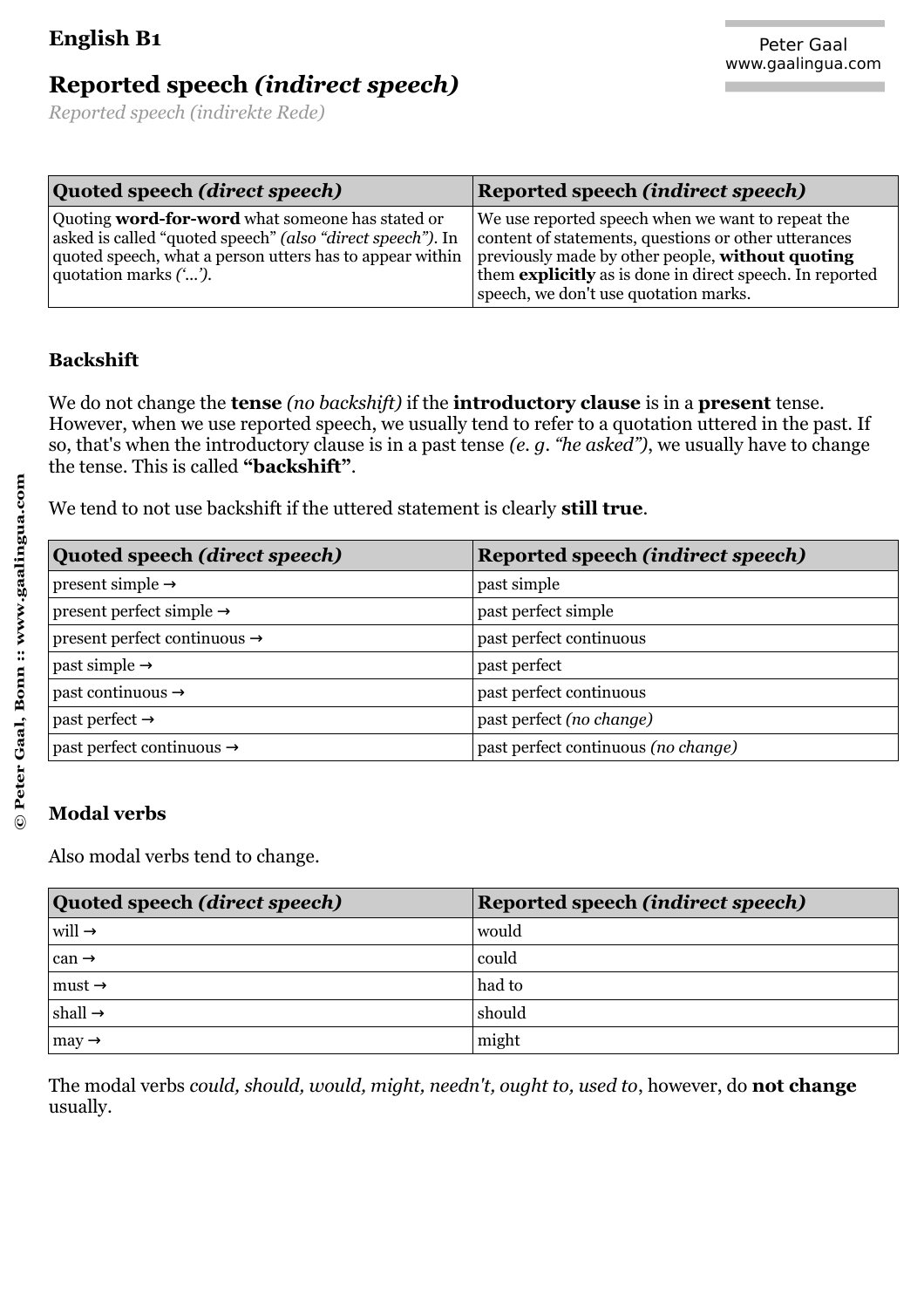English B1

# Reported speech *(indirect speech)*

*Reported speech (indirekte Rede)*

| Quoted speech *(direct speech)* | Reported speech *(indirect speech)* |
|---|---|
| Quoting **word-for-word** what someone has stated or asked is called "quoted speech" *(also "direct speech")*. In quoted speech, what a person utters has to appear within quotation marks *('...')*. | We use reported speech when we want to repeat the content of statements, questions or other utterances previously made by other people, **without quoting** them **explicitly** as is done in direct speech. In reported speech, we don't use quotation marks. |

## Backshift

We do not change the **tense** *(no backshift)* if the **introductory clause** is in a **present** tense. However, when we use reported speech, we usually tend to refer to a quotation uttered in the past. If so, that's when the introductory clause is in a past tense *(e. g. "he asked")*, we usually have to change the tense. This is called **"backshift"**.

We tend to not use backshift if the uttered statement is clearly **still true**.

| Quoted speech *(direct speech)* | Reported speech *(indirect speech)* |
|---|---|
| present simple → | past simple |
| present perfect simple → | past perfect simple |
| present perfect continuous → | past perfect continuous |
| past simple → | past perfect |
| past continuous → | past perfect continuous |
| past perfect → | past perfect *(no change)* |
| past perfect continuous → | past perfect continuous *(no change)* |

## Modal verbs

Also modal verbs tend to change.

| Quoted speech *(direct speech)* | Reported speech *(indirect speech)* |
|---|---|
| will → | would |
| can → | could |
| must → | had to |
| shall → | should |
| may → | might |

The modal verbs *could, should, would, might, needn't, ought to, used to*, however, do **not change** usually.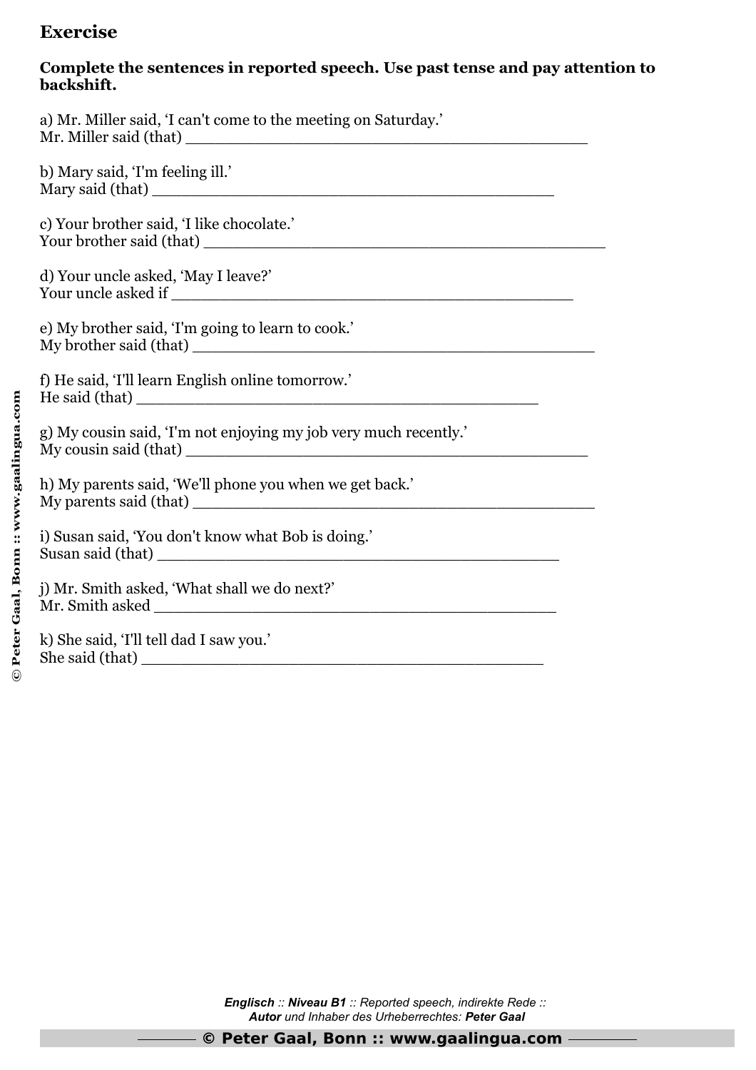## Exercise

**Complete the sentences in reported speech. Use past tense and pay attention to backshift.**

a) Mr. Miller said, 'I can't come to the meeting on Saturday.'
Mr. Miller said (that) ____________________________________________

b) Mary said, 'I'm feeling ill.'
Mary said (that) ____________________________________________

c) Your brother said, 'I like chocolate.'
Your brother said (that) ____________________________________________

d) Your uncle asked, 'May I leave?'
Your uncle asked if ____________________________________________

e) My brother said, 'I'm going to learn to cook.'
My brother said (that) ____________________________________________

f) He said, 'I'll learn English online tomorrow.'
He said (that) ____________________________________________

g) My cousin said, 'I'm not enjoying my job very much recently.'
My cousin said (that) ____________________________________________

h) My parents said, 'We'll phone you when we get back.'
My parents said (that) ____________________________________________

i) Susan said, 'You don't know what Bob is doing.'
Susan said (that) ____________________________________________

j) Mr. Smith asked, 'What shall we do next?'
Mr. Smith asked ____________________________________________

k) She said, 'I'll tell dad I saw you.'
She said (that) ____________________________________________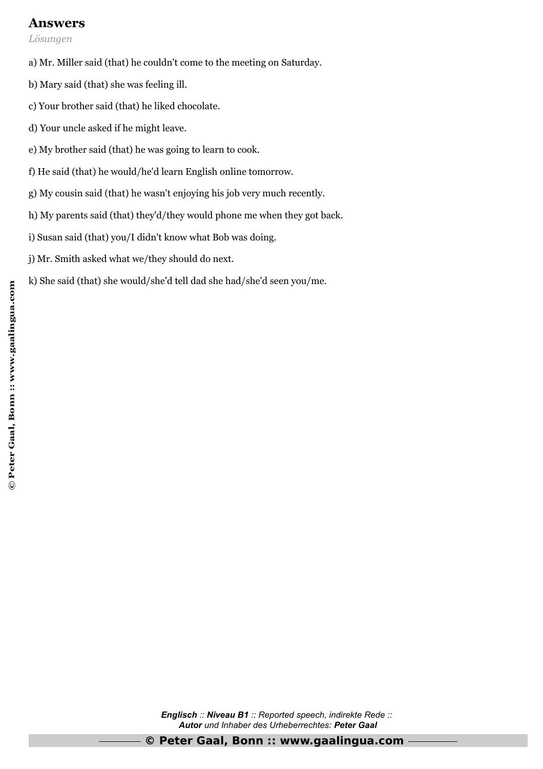## Answers

*Lösungen*

a) Mr. Miller said (that) he couldn't come to the meeting on Saturday.

b) Mary said (that) she was feeling ill.

c) Your brother said (that) he liked chocolate.

d) Your uncle asked if he might leave.

e) My brother said (that) he was going to learn to cook.

f) He said (that) he would/he'd learn English online tomorrow.

g) My cousin said (that) he wasn't enjoying his job very much recently.

h) My parents said (that) they'd/they would phone me when they got back.

i) Susan said (that) you/I didn't know what Bob was doing.

j) Mr. Smith asked what we/they should do next.

k) She said (that) she would/she'd tell dad she had/she'd seen you/me.